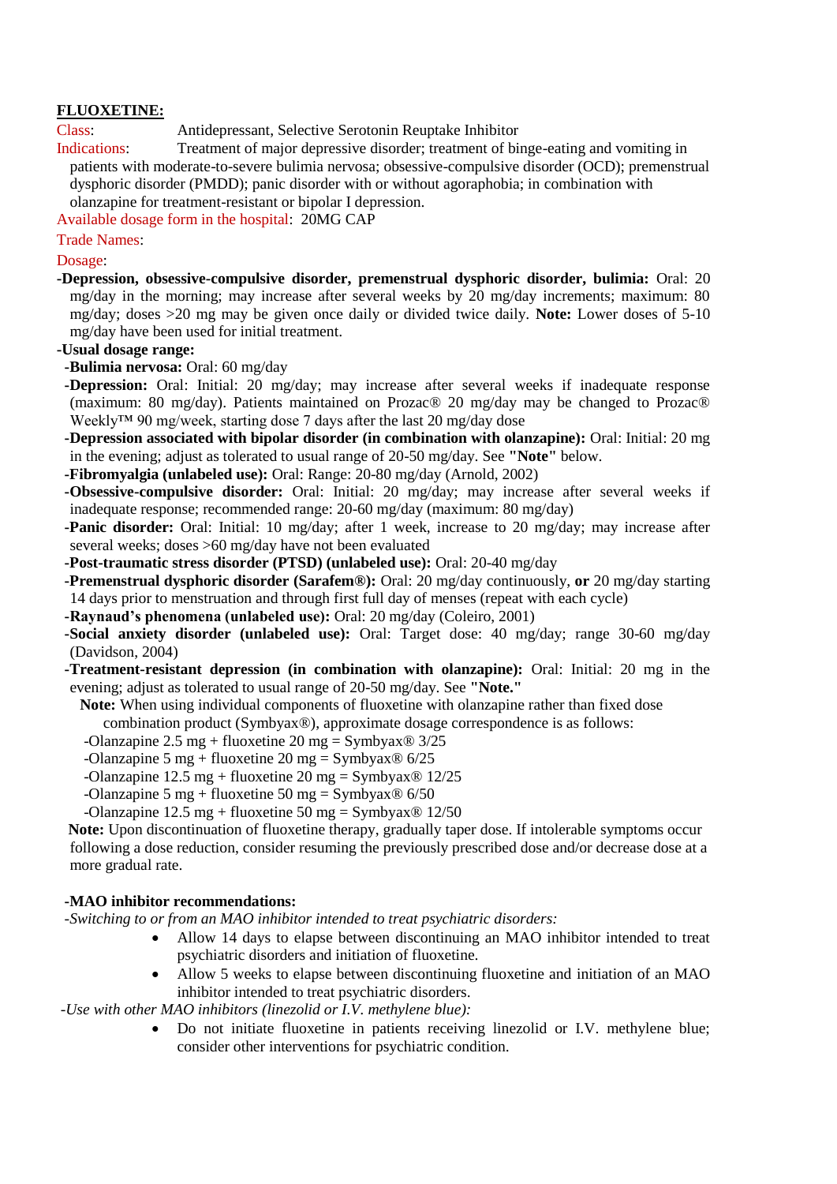## FLUOXETINE:

Class: Antidepressant, Selective Serotonin Reuptake Inhibitor

Indications: Treatment of major depressive disorder; treatment of binge-eating and vomiting in patients with moderate-to-severe bulimia nervosa; obsessive-compulsive disorder (OCD); premenstrual dysphoric disorder (PMDD); panic disorder with or without agoraphobia; in combination with olanzapine for treatment-resistant or bipolar I depression.

Available dosage form in the hospital: 20MG CAP

Trade Names:

Dosage:

-**Depression, obsessive-compulsive disorder, premenstrual dysphoric disorder, bulimia:** Oral: 20 mg/day in the morning; may increase after several weeks by 20 mg/day increments; maximum: 80 mg/day; doses >20 mg may be given once daily or divided twice daily. **Note:** Lower doses of 5-10 mg/day have been used for initial treatment.

**-Usual dosage range:**

-**Bulimia nervosa:** Oral: 60 mg/day

-**Depression:** Oral: Initial: 20 mg/day; may increase after several weeks if inadequate response (maximum: 80 mg/day). Patients maintained on Prozac® 20 mg/day may be changed to Prozac® Weekly™ 90 mg/week, starting dose 7 days after the last 20 mg/day dose

-**Depression associated with bipolar disorder (in combination with olanzapine):** Oral: Initial: 20 mg in the evening; adjust as tolerated to usual range of 20-50 mg/day. See **"Note"** below.

-**Fibromyalgia (unlabeled use):** Oral: Range: 20-80 mg/day (Arnold, 2002)

-**Obsessive-compulsive disorder:** Oral: Initial: 20 mg/day; may increase after several weeks if inadequate response; recommended range: 20-60 mg/day (maximum: 80 mg/day)

-**Panic disorder:** Oral: Initial: 10 mg/day; after 1 week, increase to 20 mg/day; may increase after several weeks; doses >60 mg/day have not been evaluated

-**Post-traumatic stress disorder (PTSD) (unlabeled use):** Oral: 20-40 mg/day

-**Premenstrual dysphoric disorder (Sarafem®):** Oral: 20 mg/day continuously, **or** 20 mg/day starting 14 days prior to menstruation and through first full day of menses (repeat with each cycle)

-**Raynaud's phenomena (unlabeled use):** Oral: 20 mg/day (Coleiro, 2001)

-**Social anxiety disorder (unlabeled use):** Oral: Target dose: 40 mg/day; range 30-60 mg/day (Davidson, 2004)

-**Treatment-resistant depression (in combination with olanzapine):** Oral: Initial: 20 mg in the evening; adjust as tolerated to usual range of 20-50 mg/day. See **"Note."**

**Note:** When using individual components of fluoxetine with olanzapine rather than fixed dose combination product (Symbyax®), approximate dosage correspondence is as follows:

- -Olanzapine 2.5 mg + fluoxetine 20 mg = Symbyax® 3/25
- -Olanzapine 5 mg + fluoxetine 20 mg = Symbyax® 6/25
- -Olanzapine 12.5 mg + fluoxetine 20 mg = Symbyax® 12/25
- -Olanzapine 5 mg + fluoxetine 50 mg = Symbyax® 6/50
- -Olanzapine 12.5 mg + fluoxetine 50 mg = Symbyax® 12/50

**Note:** Upon discontinuation of fluoxetine therapy, gradually taper dose. If intolerable symptoms occur following a dose reduction, consider resuming the previously prescribed dose and/or decrease dose at a more gradual rate.

**-MAO inhibitor recommendations:**

*-Switching to or from an MAO inhibitor intended to treat psychiatric disorders:*

- Allow 14 days to elapse between discontinuing an MAO inhibitor intended to treat psychiatric disorders and initiation of fluoxetine.
- Allow 5 weeks to elapse between discontinuing fluoxetine and initiation of an MAO inhibitor intended to treat psychiatric disorders.

*-Use with other MAO inhibitors (linezolid or I.V. methylene blue):*

- Do not initiate fluoxetine in patients receiving linezolid or I.V. methylene blue; consider other interventions for psychiatric condition.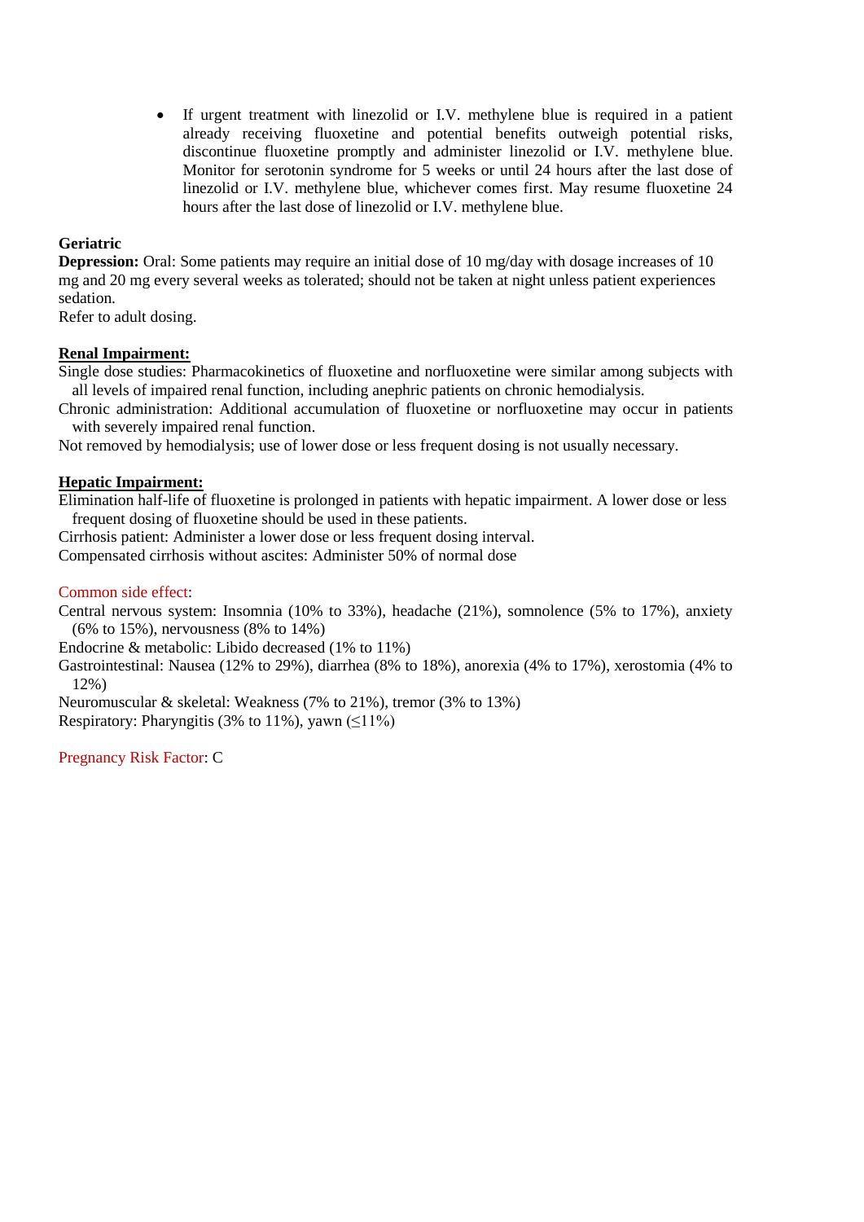- If urgent treatment with linezolid or I.V. methylene blue is required in a patient already receiving fluoxetine and potential benefits outweigh potential risks, discontinue fluoxetine promptly and administer linezolid or I.V. methylene blue. Monitor for serotonin syndrome for 5 weeks or until 24 hours after the last dose of linezolid or I.V. methylene blue, whichever comes first. May resume fluoxetine 24 hours after the last dose of linezolid or I.V. methylene blue.

**Geriatric**

**Depression:** Oral: Some patients may require an initial dose of 10 mg/day with dosage increases of 10 mg and 20 mg every several weeks as tolerated; should not be taken at night unless patient experiences sedation.

Refer to adult dosing.

**Renal Impairment:**

Single dose studies: Pharmacokinetics of fluoxetine and norfluoxetine were similar among subjects with all levels of impaired renal function, including anephric patients on chronic hemodialysis.

Chronic administration: Additional accumulation of fluoxetine or norfluoxetine may occur in patients with severely impaired renal function.

Not removed by hemodialysis; use of lower dose or less frequent dosing is not usually necessary.

**Hepatic Impairment:**

Elimination half-life of fluoxetine is prolonged in patients with hepatic impairment. A lower dose or less frequent dosing of fluoxetine should be used in these patients.

Cirrhosis patient: Administer a lower dose or less frequent dosing interval.

Compensated cirrhosis without ascites: Administer 50% of normal dose

Common side effect:

Central nervous system: Insomnia (10% to 33%), headache (21%), somnolence (5% to 17%), anxiety (6% to 15%), nervousness (8% to 14%)

Endocrine & metabolic: Libido decreased (1% to 11%)

Gastrointestinal: Nausea (12% to 29%), diarrhea (8% to 18%), anorexia (4% to 17%), xerostomia (4% to 12%)

Neuromuscular & skeletal: Weakness (7% to 21%), tremor (3% to 13%)

Respiratory: Pharyngitis (3% to 11%), yawn (≤11%)

Pregnancy Risk Factor: C